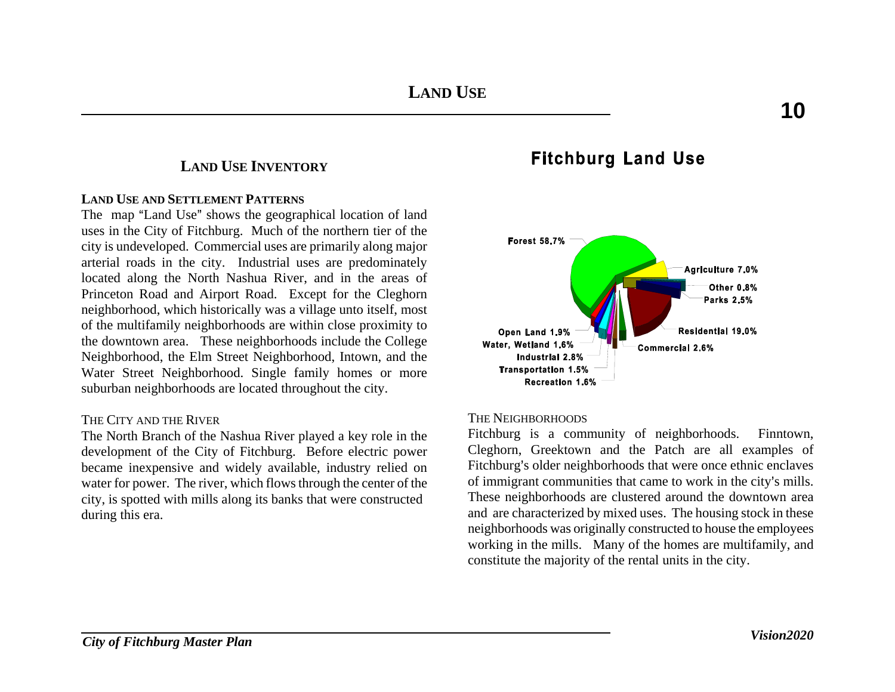# LAND USE

## LAND USE INVENTORY

### LAND USE AND SETTLEMENT PATTERNS

The map "Land Use" shows the geographical location of land uses in the City of Fitchburg. Much of the northern tier of the city is undeveloped. Commercial uses are primarily along major arterial roads in the city. Industrial uses are predominately located along the North Nashua River, and in the areas of Princeton Road and Airport Road. Except for the Cleghorn neighborhood, which historically was a village unto itself, most of the multifamily neighborhoods are within close proximity to the downtown area. These neighborhoods include the College Neighborhood, the Elm Street Neighborhood, Intown, and the Water Street Neighborhood. Single family homes or more suburban neighborhoods are located throughout the city.

### THE CITY AND THE RIVER

The North Branch of the Nashua River played a key role in the development of the City of Fitchburg. Before electric power became inexpensive and widely available, industry relied on water for power. The river, which flows through the center of the city, is spotted with mills along its banks that were constructed during this era.

**Fitchburg Land Use**

| Land Use | Percent |
|---|---|
| Forest | 58.7% |
| Agriculture | 7.0% |
| Other | 0.8% |
| Parks | 2.5% |
| Residential | 19.0% |
| Commercial | 2.6% |
| Open Land | 1.9% |
| Water, Wetland | 1.6% |
| Industrial | 2.8% |
| Transportation | 1.5% |
| Recreation | 1.6% |

### THE NEIGHBORHOODS

Fitchburg is a community of neighborhoods. Finntown, Cleghorn, Greektown and the Patch are all examples of Fitchburg's older neighborhoods that were once ethnic enclaves of immigrant communities that came to work in the city's mills. These neighborhoods are clustered around the downtown area and are characterized by mixed uses. The housing stock in these neighborhoods was originally constructed to house the employees working in the mills. Many of the homes are multifamily, and constitute the majority of the rental units in the city.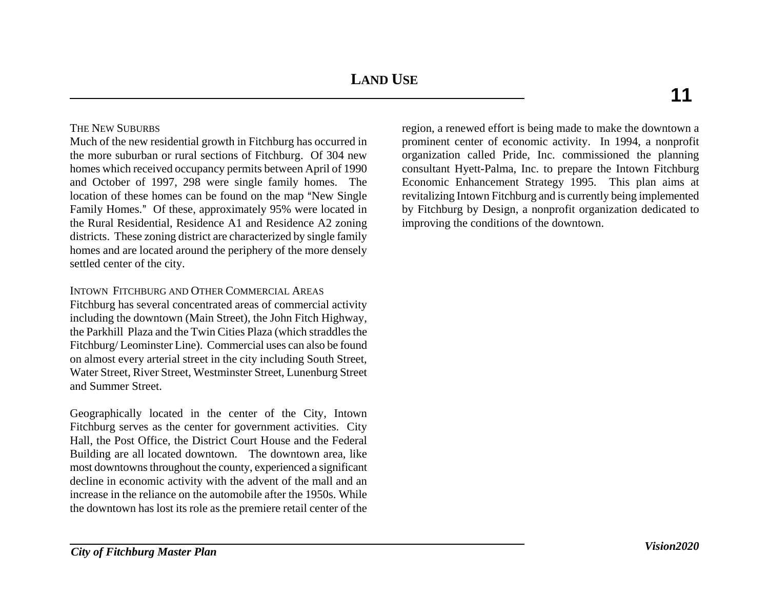# LAND USE

### THE NEW SUBURBS

Much of the new residential growth in Fitchburg has occurred in the more suburban or rural sections of Fitchburg. Of 304 new homes which received occupancy permits between April of 1990 and October of 1997, 298 were single family homes. The location of these homes can be found on the map "New Single Family Homes." Of these, approximately 95% were located in the Rural Residential, Residence A1 and Residence A2 zoning districts. These zoning district are characterized by single family homes and are located around the periphery of the more densely settled center of the city.

### INTOWN FITCHBURG AND OTHER COMMERCIAL AREAS

Fitchburg has several concentrated areas of commercial activity including the downtown (Main Street), the John Fitch Highway, the Parkhill Plaza and the Twin Cities Plaza (which straddles the Fitchburg/ Leominster Line). Commercial uses can also be found on almost every arterial street in the city including South Street, Water Street, River Street, Westminster Street, Lunenburg Street and Summer Street.

Geographically located in the center of the City, Intown Fitchburg serves as the center for government activities. City Hall, the Post Office, the District Court House and the Federal Building are all located downtown. The downtown area, like most downtowns throughout the county, experienced a significant decline in economic activity with the advent of the mall and an increase in the reliance on the automobile after the 1950s. While the downtown has lost its role as the premiere retail center of the region, a renewed effort is being made to make the downtown a prominent center of economic activity. In 1994, a nonprofit organization called Pride, Inc. commissioned the planning consultant Hyett-Palma, Inc. to prepare the Intown Fitchburg Economic Enhancement Strategy 1995. This plan aims at revitalizing Intown Fitchburg and is currently being implemented by Fitchburg by Design, a nonprofit organization dedicated to improving the conditions of the downtown.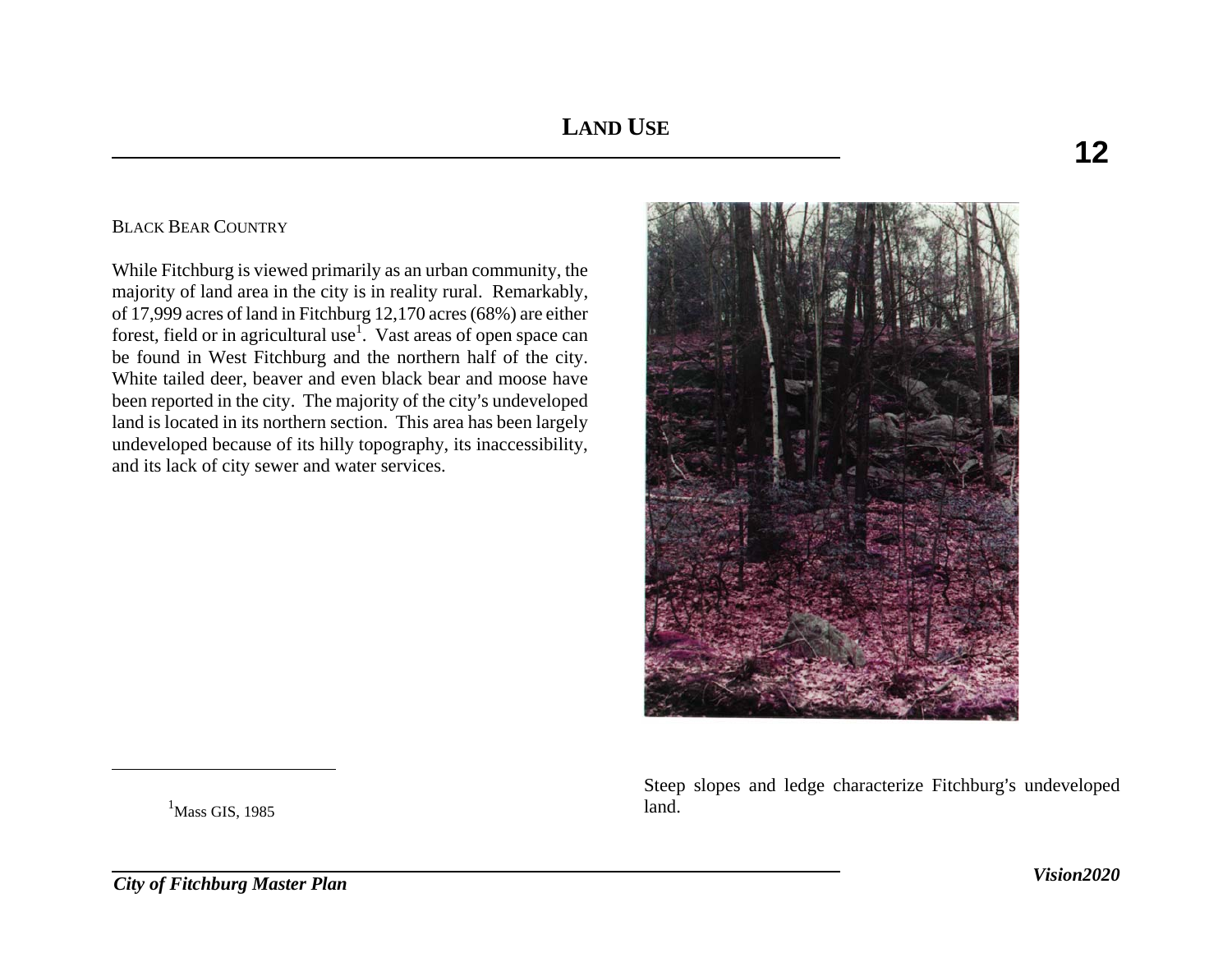# LAND USE

## BLACK BEAR COUNTRY

While Fitchburg is viewed primarily as an urban community, the majority of land area in the city is in reality rural. Remarkably, of 17,999 acres of land in Fitchburg 12,170 acres (68%) are either forest, field or in agricultural use[1]. Vast areas of open space can be found in West Fitchburg and the northern half of the city. White tailed deer, beaver and even black bear and moose have been reported in the city. The majority of the city's undeveloped land is located in its northern section. This area has been largely undeveloped because of its hilly topography, its inaccessibility, and its lack of city sewer and water services.

Steep slopes and ledge characterize Fitchburg's undeveloped land.

[1] Mass GIS, 1985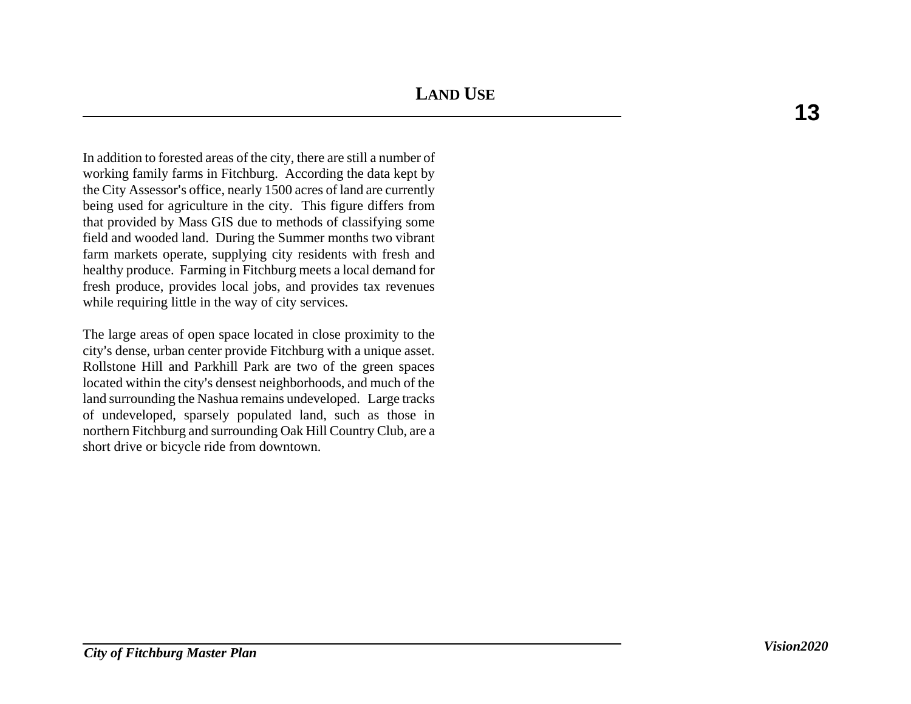In addition to forested areas of the city, there are still a number of working family farms in Fitchburg. According the data kept by the City Assessor's office, nearly 1500 acres of land are currently being used for agriculture in the city. This figure differs from that provided by Mass GIS due to methods of classifying some field and wooded land. During the Summer months two vibrant farm markets operate, supplying city residents with fresh and healthy produce. Farming in Fitchburg meets a local demand for fresh produce, provides local jobs, and provides tax revenues while requiring little in the way of city services.

The large areas of open space located in close proximity to the city's dense, urban center provide Fitchburg with a unique asset. Rollstone Hill and Parkhill Park are two of the green spaces located within the city's densest neighborhoods, and much of the land surrounding the Nashua remains undeveloped. Large tracks of undeveloped, sparsely populated land, such as those in northern Fitchburg and surrounding Oak Hill Country Club, are a short drive or bicycle ride from downtown.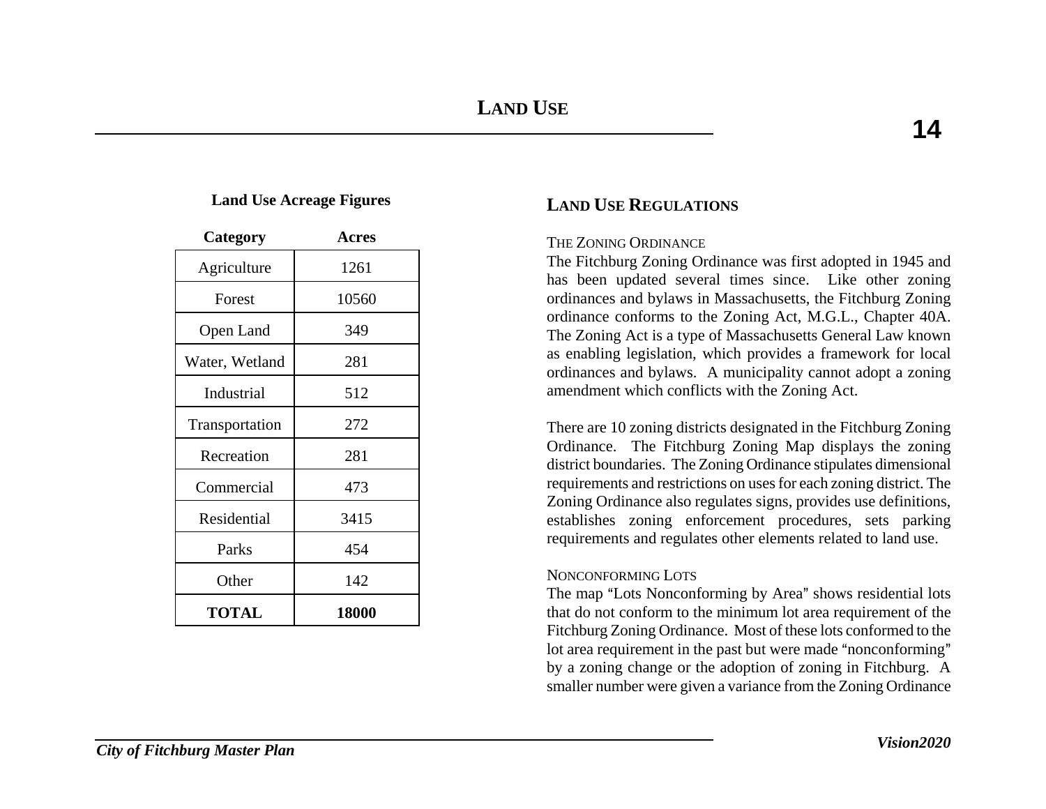# LAND USE

**Land Use Acreage Figures**

| Category | Acres |
|---|---|
| Agriculture | 1261 |
| Forest | 10560 |
| Open Land | 349 |
| Water, Wetland | 281 |
| Industrial | 512 |
| Transportation | 272 |
| Recreation | 281 |
| Commercial | 473 |
| Residential | 3415 |
| Parks | 454 |
| Other | 142 |
| **TOTAL** | **18000** |

## LAND USE REGULATIONS

### THE ZONING ORDINANCE

The Fitchburg Zoning Ordinance was first adopted in 1945 and has been updated several times since. Like other zoning ordinances and bylaws in Massachusetts, the Fitchburg Zoning ordinance conforms to the Zoning Act, M.G.L., Chapter 40A. The Zoning Act is a type of Massachusetts General Law known as enabling legislation, which provides a framework for local ordinances and bylaws. A municipality cannot adopt a zoning amendment which conflicts with the Zoning Act.

There are 10 zoning districts designated in the Fitchburg Zoning Ordinance. The Fitchburg Zoning Map displays the zoning district boundaries. The Zoning Ordinance stipulates dimensional requirements and restrictions on uses for each zoning district. The Zoning Ordinance also regulates signs, provides use definitions, establishes zoning enforcement procedures, sets parking requirements and regulates other elements related to land use.

### NONCONFORMING LOTS

The map "Lots Nonconforming by Area" shows residential lots that do not conform to the minimum lot area requirement of the Fitchburg Zoning Ordinance. Most of these lots conformed to the lot area requirement in the past but were made "nonconforming" by a zoning change or the adoption of zoning in Fitchburg. A smaller number were given a variance from the Zoning Ordinance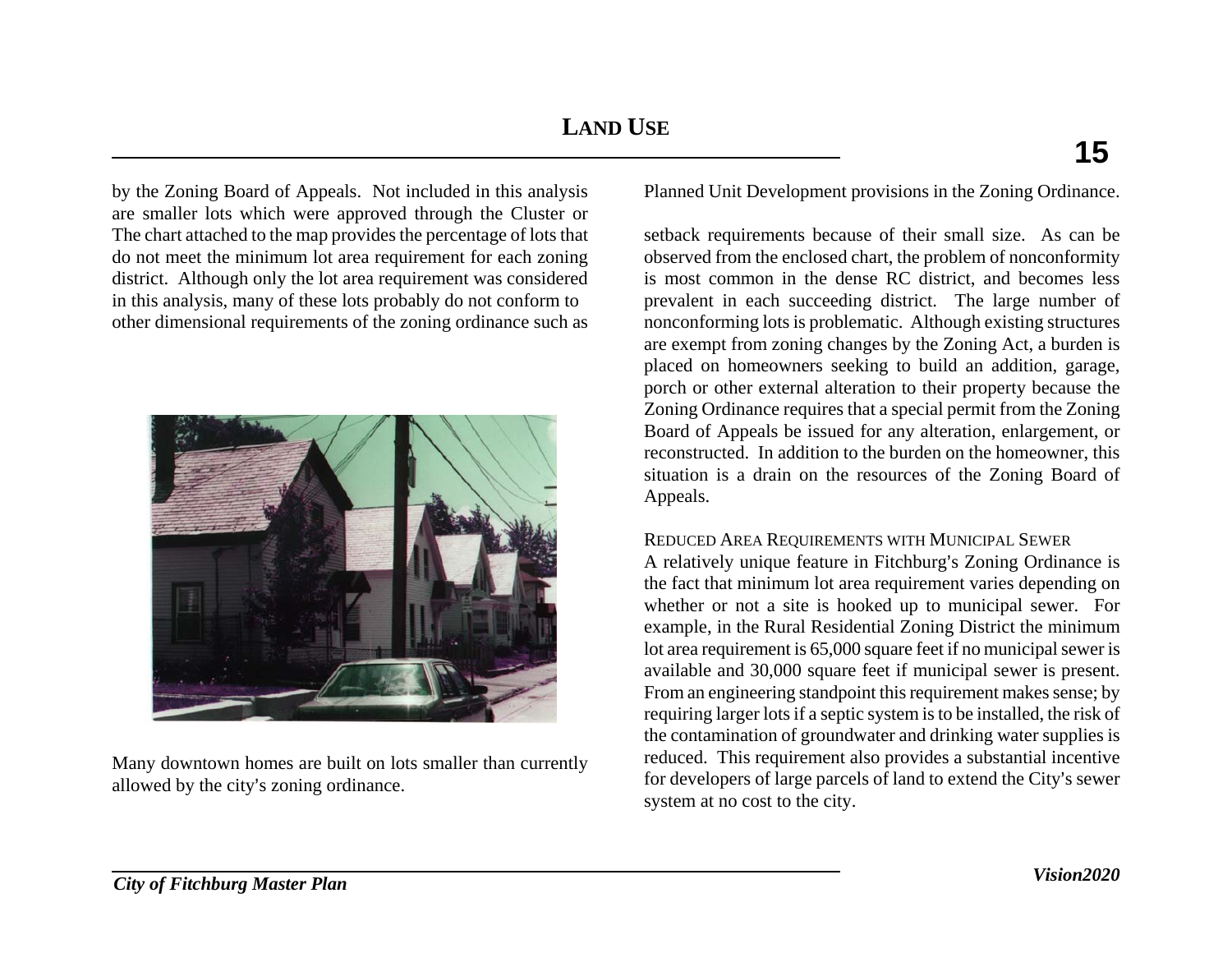by the Zoning Board of Appeals. Not included in this analysis are smaller lots which were approved through the Cluster or Planned Unit Development provisions in the Zoning Ordinance.

The chart attached to the map provides the percentage of lots that do not meet the minimum lot area requirement for each zoning district. Although only the lot area requirement was considered in this analysis, many of these lots probably do not conform to other dimensional requirements of the zoning ordinance such as setback requirements because of their small size. As can be observed from the enclosed chart, the problem of nonconformity is most common in the dense RC district, and becomes less prevalent in each succeeding district. The large number of nonconforming lots is problematic. Although existing structures are exempt from zoning changes by the Zoning Act, a burden is placed on homeowners seeking to build an addition, garage, porch or other external alteration to their property because the Zoning Ordinance requires that a special permit from the Zoning Board of Appeals be issued for any alteration, enlargement, or reconstructed. In addition to the burden on the homeowner, this situation is a drain on the resources of the Zoning Board of Appeals.

Many downtown homes are built on lots smaller than currently allowed by the city's zoning ordinance.

### Reduced Area Requirements with Municipal Sewer

A relatively unique feature in Fitchburg's Zoning Ordinance is the fact that minimum lot area requirement varies depending on whether or not a site is hooked up to municipal sewer. For example, in the Rural Residential Zoning District the minimum lot area requirement is 65,000 square feet if no municipal sewer is available and 30,000 square feet if municipal sewer is present. From an engineering standpoint this requirement makes sense; by requiring larger lots if a septic system is to be installed, the risk of the contamination of groundwater and drinking water supplies is reduced. This requirement also provides a substantial incentive for developers of large parcels of land to extend the City's sewer system at no cost to the city.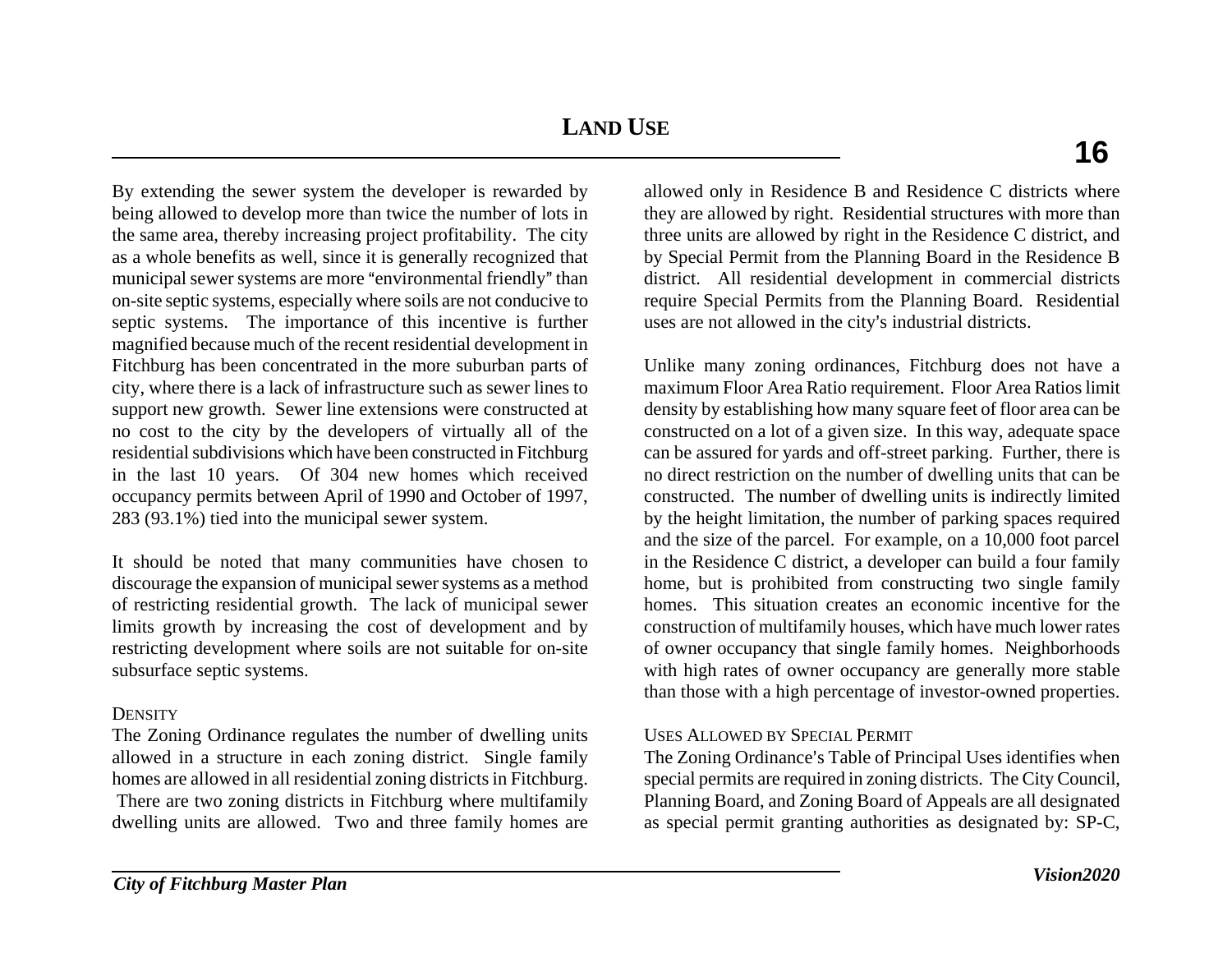By extending the sewer system the developer is rewarded by being allowed to develop more than twice the number of lots in the same area, thereby increasing project profitability. The city as a whole benefits as well, since it is generally recognized that municipal sewer systems are more "environmental friendly" than on-site septic systems, especially where soils are not conducive to septic systems. The importance of this incentive is further magnified because much of the recent residential development in Fitchburg has been concentrated in the more suburban parts of city, where there is a lack of infrastructure such as sewer lines to support new growth. Sewer line extensions were constructed at no cost to the city by the developers of virtually all of the residential subdivisions which have been constructed in Fitchburg in the last 10 years. Of 304 new homes which received occupancy permits between April of 1990 and October of 1997, 283 (93.1%) tied into the municipal sewer system.

It should be noted that many communities have chosen to discourage the expansion of municipal sewer systems as a method of restricting residential growth. The lack of municipal sewer limits growth by increasing the cost of development and by restricting development where soils are not suitable for on-site subsurface septic systems.

### DENSITY

The Zoning Ordinance regulates the number of dwelling units allowed in a structure in each zoning district. Single family homes are allowed in all residential zoning districts in Fitchburg. There are two zoning districts in Fitchburg where multifamily dwelling units are allowed. Two and three family homes are allowed only in Residence B and Residence C districts where they are allowed by right. Residential structures with more than three units are allowed by right in the Residence C district, and by Special Permit from the Planning Board in the Residence B district. All residential development in commercial districts require Special Permits from the Planning Board. Residential uses are not allowed in the city's industrial districts.

Unlike many zoning ordinances, Fitchburg does not have a maximum Floor Area Ratio requirement. Floor Area Ratios limit density by establishing how many square feet of floor area can be constructed on a lot of a given size. In this way, adequate space can be assured for yards and off-street parking. Further, there is no direct restriction on the number of dwelling units that can be constructed. The number of dwelling units is indirectly limited by the height limitation, the number of parking spaces required and the size of the parcel. For example, on a 10,000 foot parcel in the Residence C district, a developer can build a four family home, but is prohibited from constructing two single family homes. This situation creates an economic incentive for the construction of multifamily houses, which have much lower rates of owner occupancy that single family homes. Neighborhoods with high rates of owner occupancy are generally more stable than those with a high percentage of investor-owned properties.

### USES ALLOWED BY SPECIAL PERMIT

The Zoning Ordinance's Table of Principal Uses identifies when special permits are required in zoning districts. The City Council, Planning Board, and Zoning Board of Appeals are all designated as special permit granting authorities as designated by: SP-C,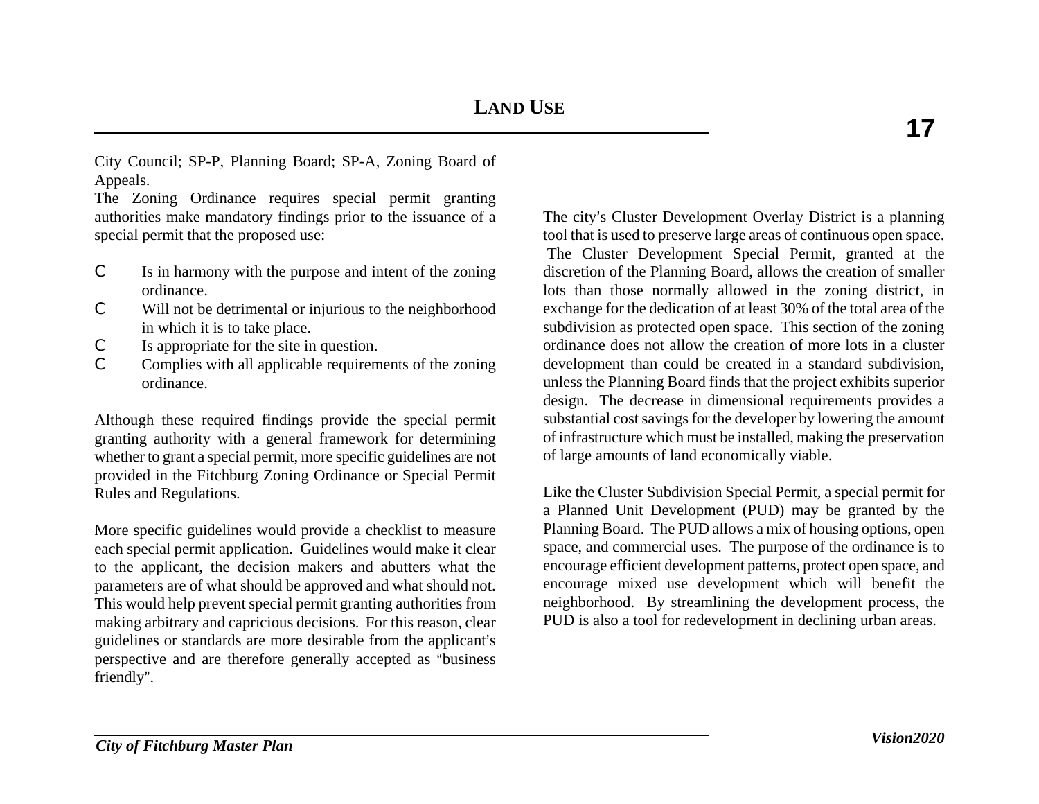City Council; SP-P, Planning Board; SP-A, Zoning Board of Appeals.

The Zoning Ordinance requires special permit granting authorities make mandatory findings prior to the issuance of a special permit that the proposed use:

- Is in harmony with the purpose and intent of the zoning ordinance.
- Will not be detrimental or injurious to the neighborhood in which it is to take place.
- Is appropriate for the site in question.
- Complies with all applicable requirements of the zoning ordinance.

Although these required findings provide the special permit granting authority with a general framework for determining whether to grant a special permit, more specific guidelines are not provided in the Fitchburg Zoning Ordinance or Special Permit Rules and Regulations.

More specific guidelines would provide a checklist to measure each special permit application. Guidelines would make it clear to the applicant, the decision makers and abutters what the parameters are of what should be approved and what should not. This would help prevent special permit granting authorities from making arbitrary and capricious decisions. For this reason, clear guidelines or standards are more desirable from the applicant's perspective and are therefore generally accepted as "business friendly".

The city's Cluster Development Overlay District is a planning tool that is used to preserve large areas of continuous open space. The Cluster Development Special Permit, granted at the discretion of the Planning Board, allows the creation of smaller lots than those normally allowed in the zoning district, in exchange for the dedication of at least 30% of the total area of the subdivision as protected open space. This section of the zoning ordinance does not allow the creation of more lots in a cluster development than could be created in a standard subdivision, unless the Planning Board finds that the project exhibits superior design. The decrease in dimensional requirements provides a substantial cost savings for the developer by lowering the amount of infrastructure which must be installed, making the preservation of large amounts of land economically viable.

Like the Cluster Subdivision Special Permit, a special permit for a Planned Unit Development (PUD) may be granted by the Planning Board. The PUD allows a mix of housing options, open space, and commercial uses. The purpose of the ordinance is to encourage efficient development patterns, protect open space, and encourage mixed use development which will benefit the neighborhood. By streamlining the development process, the PUD is also a tool for redevelopment in declining urban areas.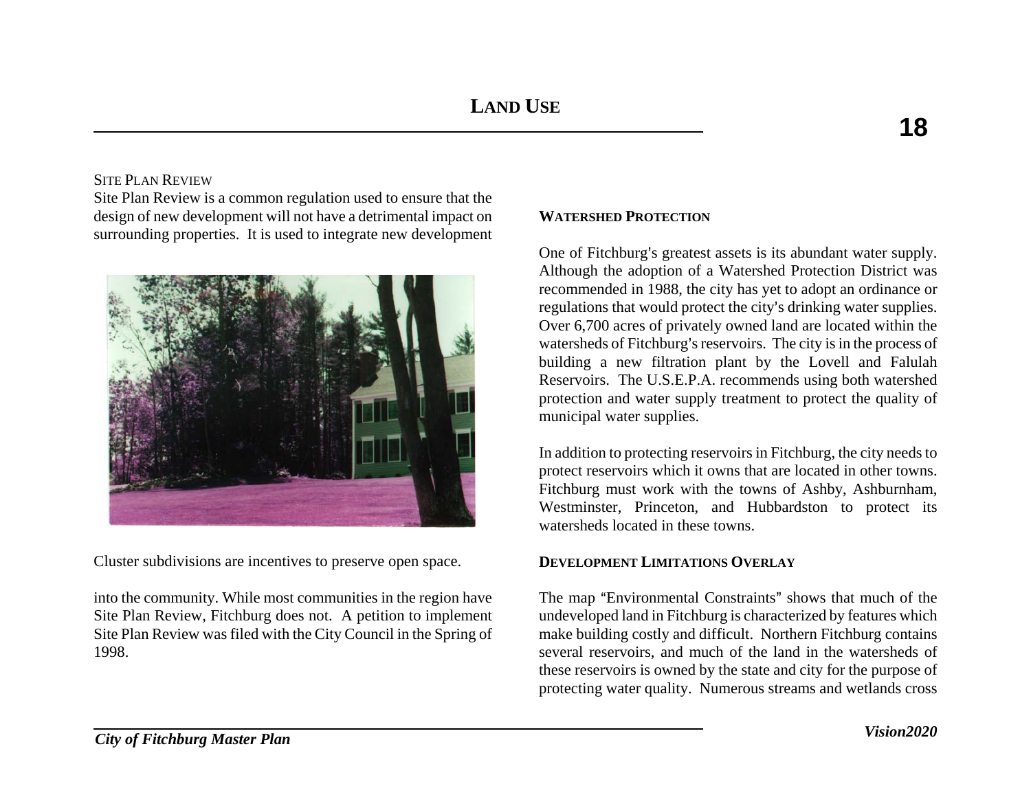## Site Plan Review

Site Plan Review is a common regulation used to ensure that the design of new development will not have a detrimental impact on surrounding properties. It is used to integrate new development into the community. While most communities in the region have Site Plan Review, Fitchburg does not. A petition to implement Site Plan Review was filed with the City Council in the Spring of 1998.

Cluster subdivisions are incentives to preserve open space.

## Watershed Protection

One of Fitchburg's greatest assets is its abundant water supply. Although the adoption of a Watershed Protection District was recommended in 1988, the city has yet to adopt an ordinance or regulations that would protect the city's drinking water supplies. Over 6,700 acres of privately owned land are located within the watersheds of Fitchburg's reservoirs. The city is in the process of building a new filtration plant by the Lovell and Falulah Reservoirs. The U.S.E.P.A. recommends using both watershed protection and water supply treatment to protect the quality of municipal water supplies.

In addition to protecting reservoirs in Fitchburg, the city needs to protect reservoirs which it owns that are located in other towns. Fitchburg must work with the towns of Ashby, Ashburnham, Westminster, Princeton, and Hubbardston to protect its watersheds located in these towns.

## Development Limitations Overlay

The map "Environmental Constraints" shows that much of the undeveloped land in Fitchburg is characterized by features which make building costly and difficult. Northern Fitchburg contains several reservoirs, and much of the land in the watersheds of these reservoirs is owned by the state and city for the purpose of protecting water quality. Numerous streams and wetlands cross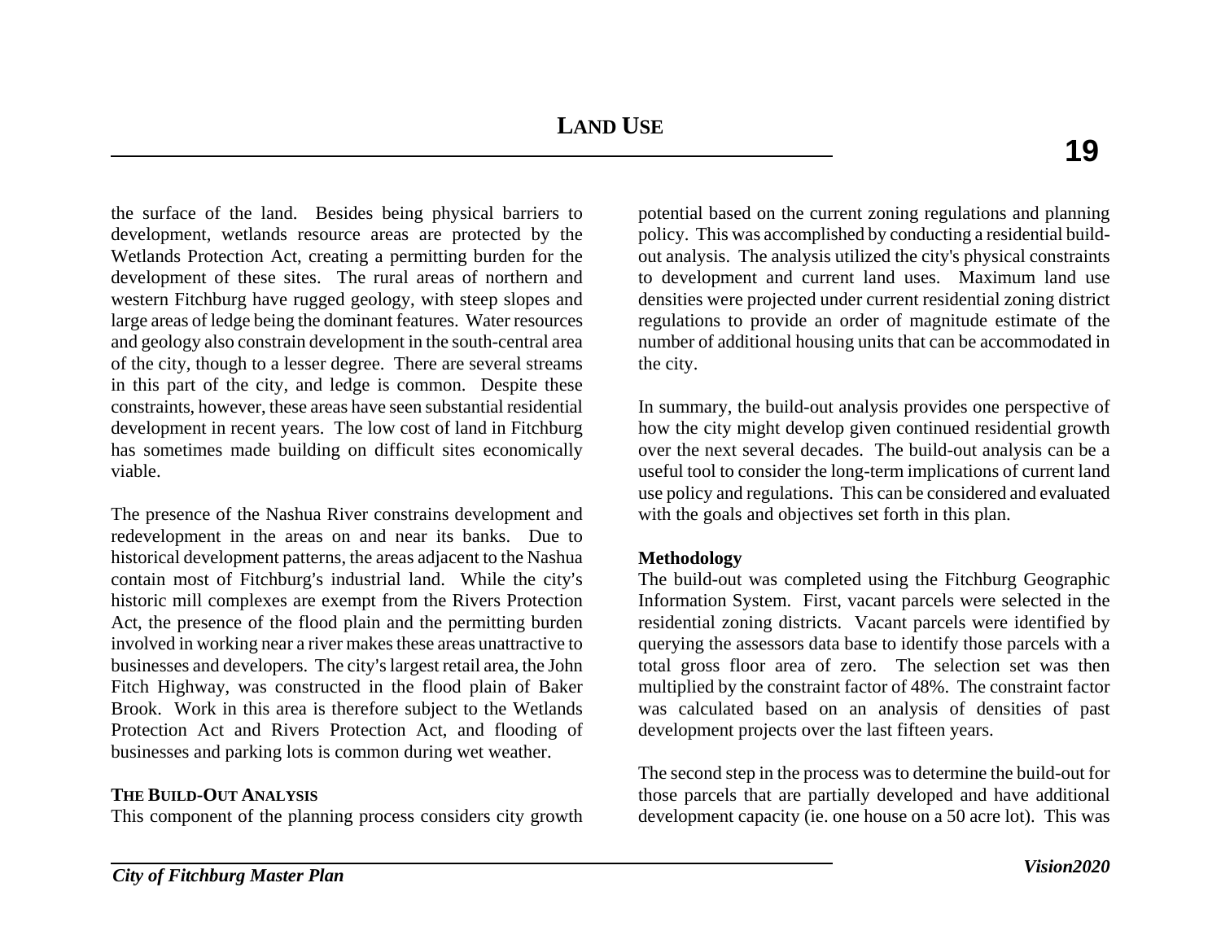the surface of the land. Besides being physical barriers to development, wetlands resource areas are protected by the Wetlands Protection Act, creating a permitting burden for the development of these sites. The rural areas of northern and western Fitchburg have rugged geology, with steep slopes and large areas of ledge being the dominant features. Water resources and geology also constrain development in the south-central area of the city, though to a lesser degree. There are several streams in this part of the city, and ledge is common. Despite these constraints, however, these areas have seen substantial residential development in recent years. The low cost of land in Fitchburg has sometimes made building on difficult sites economically viable.

The presence of the Nashua River constrains development and redevelopment in the areas on and near its banks. Due to historical development patterns, the areas adjacent to the Nashua contain most of Fitchburg's industrial land. While the city's historic mill complexes are exempt from the Rivers Protection Act, the presence of the flood plain and the permitting burden involved in working near a river makes these areas unattractive to businesses and developers. The city's largest retail area, the John Fitch Highway, was constructed in the flood plain of Baker Brook. Work in this area is therefore subject to the Wetlands Protection Act and Rivers Protection Act, and flooding of businesses and parking lots is common during wet weather.

### THE BUILD-OUT ANALYSIS

This component of the planning process considers city growth potential based on the current zoning regulations and planning policy. This was accomplished by conducting a residential build-out analysis. The analysis utilized the city's physical constraints to development and current land uses. Maximum land use densities were projected under current residential zoning district regulations to provide an order of magnitude estimate of the number of additional housing units that can be accommodated in the city.

In summary, the build-out analysis provides one perspective of how the city might develop given continued residential growth over the next several decades. The build-out analysis can be a useful tool to consider the long-term implications of current land use policy and regulations. This can be considered and evaluated with the goals and objectives set forth in this plan.

#### Methodology

The build-out was completed using the Fitchburg Geographic Information System. First, vacant parcels were selected in the residential zoning districts. Vacant parcels were identified by querying the assessors data base to identify those parcels with a total gross floor area of zero. The selection set was then multiplied by the constraint factor of 48%. The constraint factor was calculated based on an analysis of densities of past development projects over the last fifteen years.

The second step in the process was to determine the build-out for those parcels that are partially developed and have additional development capacity (ie. one house on a 50 acre lot). This was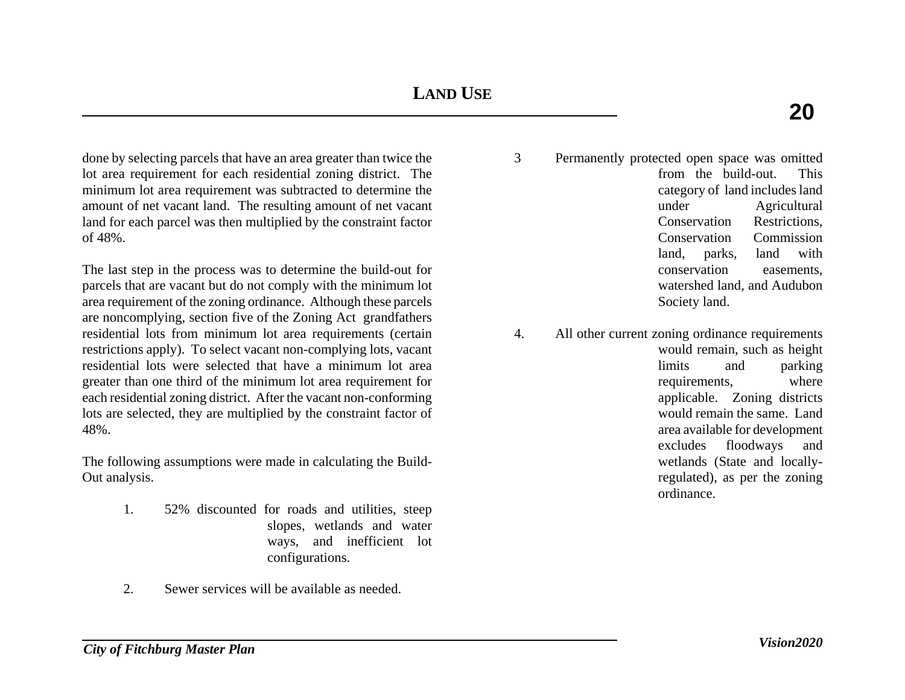done by selecting parcels that have an area greater than twice the lot area requirement for each residential zoning district. The minimum lot area requirement was subtracted to determine the amount of net vacant land. The resulting amount of net vacant land for each parcel was then multiplied by the constraint factor of 48%.

The last step in the process was to determine the build-out for parcels that are vacant but do not comply with the minimum lot area requirement of the zoning ordinance. Although these parcels are noncomplying, section five of the Zoning Act grandfathers residential lots from minimum lot area requirements (certain restrictions apply). To select vacant non-complying lots, vacant residential lots were selected that have a minimum lot area greater than one third of the minimum lot area requirement for each residential zoning district. After the vacant non-conforming lots are selected, they are multiplied by the constraint factor of 48%.

The following assumptions were made in calculating the Build-Out analysis.

1. 52% discounted for roads and utilities, steep slopes, wetlands and water ways, and inefficient lot configurations.

2. Sewer services will be available as needed.

3. Permanently protected open space was omitted from the build-out. This category of land includes land under Agricultural Conservation Restrictions, Conservation Commission land, parks, land with conservation easements, watershed land, and Audubon Society land.

4. All other current zoning ordinance requirements would remain, such as height limits and parking requirements, where applicable. Zoning districts would remain the same. Land area available for development excludes floodways and wetlands (State and locally-regulated), as per the zoning ordinance.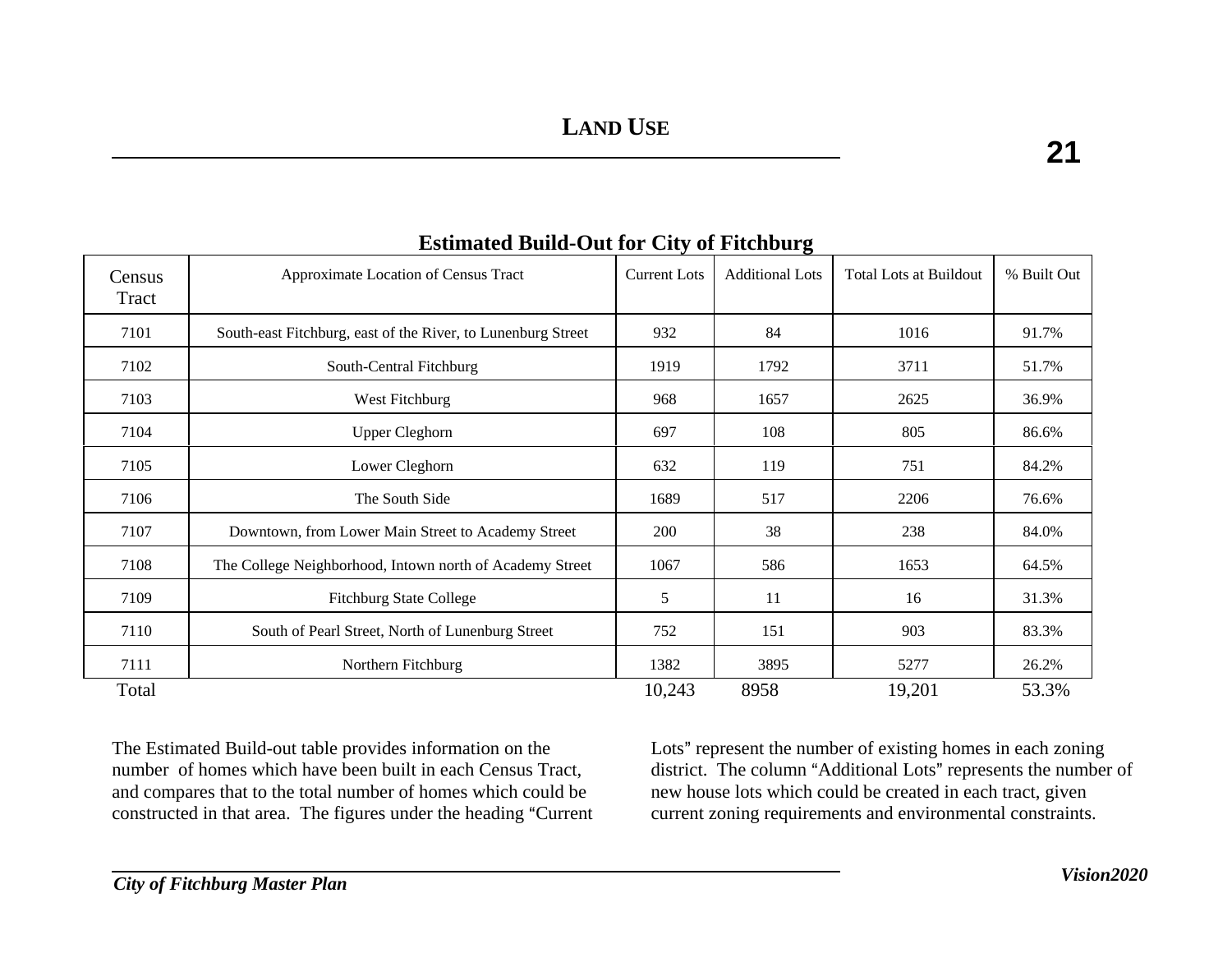**Estimated Build-Out for City of Fitchburg**

| Census Tract | Approximate Location of Census Tract | Current Lots | Additional Lots | Total Lots at Buildout | % Built Out |
|---|---|---|---|---|---|
| 7101 | South-east Fitchburg, east of the River, to Lunenburg Street | 932 | 84 | 1016 | 91.7% |
| 7102 | South-Central Fitchburg | 1919 | 1792 | 3711 | 51.7% |
| 7103 | West Fitchburg | 968 | 1657 | 2625 | 36.9% |
| 7104 | Upper Cleghorn | 697 | 108 | 805 | 86.6% |
| 7105 | Lower Cleghorn | 632 | 119 | 751 | 84.2% |
| 7106 | The South Side | 1689 | 517 | 2206 | 76.6% |
| 7107 | Downtown, from Lower Main Street to Academy Street | 200 | 38 | 238 | 84.0% |
| 7108 | The College Neighborhood, Intown north of Academy Street | 1067 | 586 | 1653 | 64.5% |
| 7109 | Fitchburg State College | 5 | 11 | 16 | 31.3% |
| 7110 | South of Pearl Street, North of Lunenburg Street | 752 | 151 | 903 | 83.3% |
| 7111 | Northern Fitchburg | 1382 | 3895 | 5277 | 26.2% |
| Total | | 10,243 | 8958 | 19,201 | 53.3% |

The Estimated Build-out table provides information on the number of homes which have been built in each Census Tract, and compares that to the total number of homes which could be constructed in that area. The figures under the heading "Current Lots" represent the number of existing homes in each zoning district. The column "Additional Lots" represents the number of new house lots which could be created in each tract, given current zoning requirements and environmental constraints.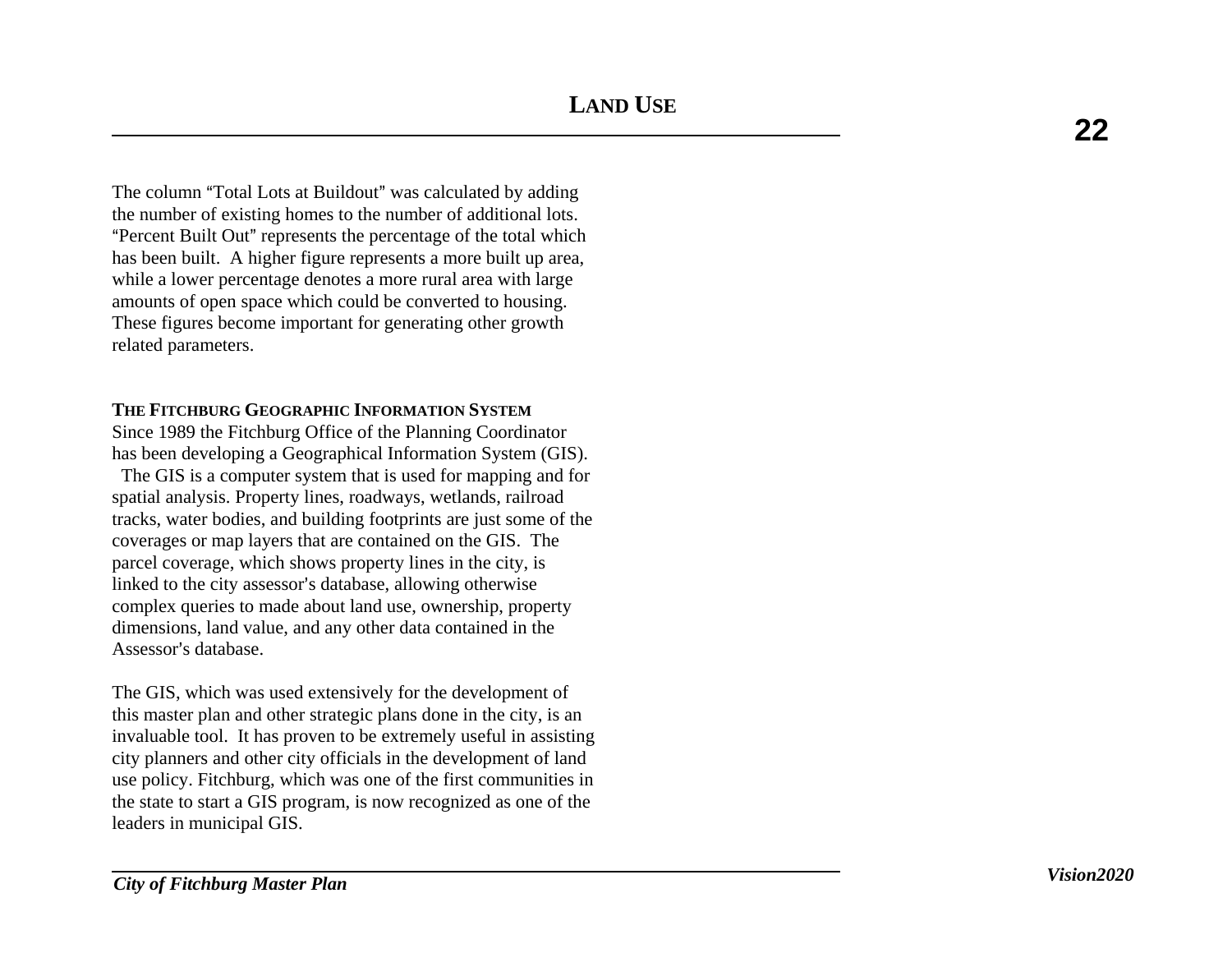The column "Total Lots at Buildout" was calculated by adding the number of existing homes to the number of additional lots. "Percent Built Out" represents the percentage of the total which has been built. A higher figure represents a more built up area, while a lower percentage denotes a more rural area with large amounts of open space which could be converted to housing. These figures become important for generating other growth related parameters.

### THE FITCHBURG GEOGRAPHIC INFORMATION SYSTEM

Since 1989 the Fitchburg Office of the Planning Coordinator has been developing a Geographical Information System (GIS). The GIS is a computer system that is used for mapping and for spatial analysis. Property lines, roadways, wetlands, railroad tracks, water bodies, and building footprints are just some of the coverages or map layers that are contained on the GIS. The parcel coverage, which shows property lines in the city, is linked to the city assessor's database, allowing otherwise complex queries to made about land use, ownership, property dimensions, land value, and any other data contained in the Assessor's database.

The GIS, which was used extensively for the development of this master plan and other strategic plans done in the city, is an invaluable tool. It has proven to be extremely useful in assisting city planners and other city officials in the development of land use policy. Fitchburg, which was one of the first communities in the state to start a GIS program, is now recognized as one of the leaders in municipal GIS.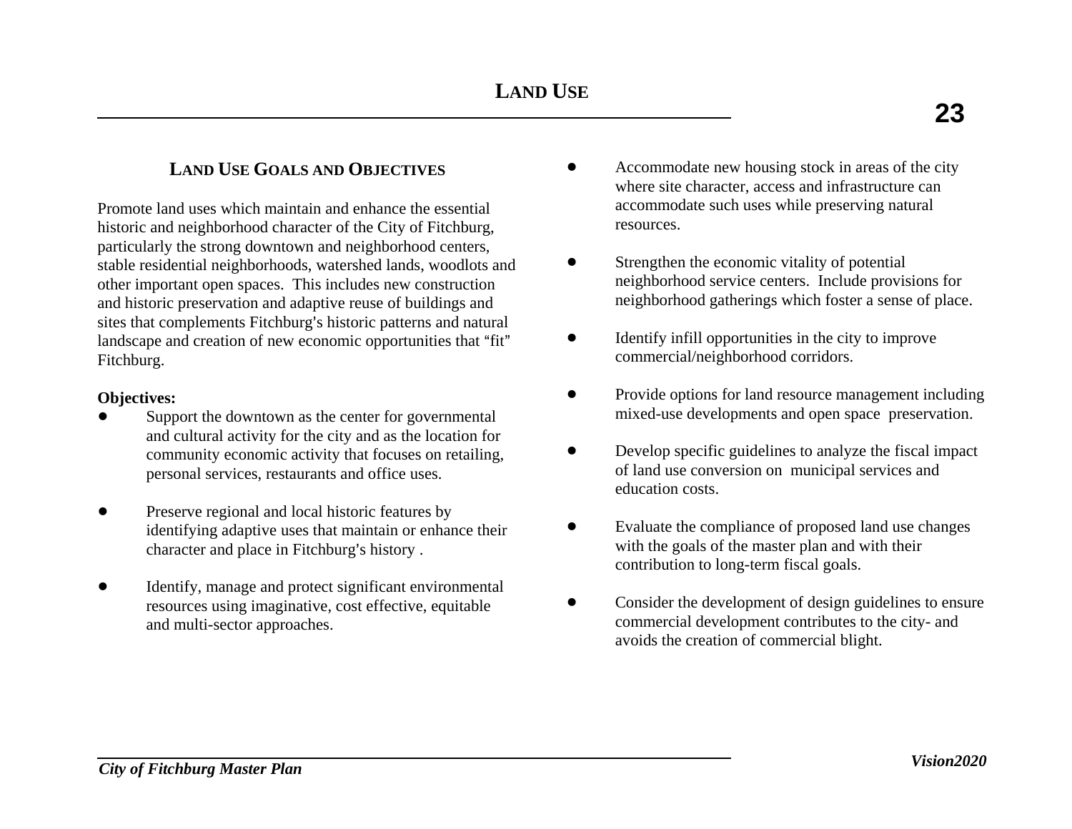# LAND USE

## LAND USE GOALS AND OBJECTIVES

Promote land uses which maintain and enhance the essential historic and neighborhood character of the City of Fitchburg, particularly the strong downtown and neighborhood centers, stable residential neighborhoods, watershed lands, woodlots and other important open spaces. This includes new construction and historic preservation and adaptive reuse of buildings and sites that complements Fitchburg's historic patterns and natural landscape and creation of new economic opportunities that "fit" Fitchburg.

**Objectives:**

- Support the downtown as the center for governmental and cultural activity for the city and as the location for community economic activity that focuses on retailing, personal services, restaurants and office uses.
- Preserve regional and local historic features by identifying adaptive uses that maintain or enhance their character and place in Fitchburg's history .
- Identify, manage and protect significant environmental resources using imaginative, cost effective, equitable and multi-sector approaches.
- Accommodate new housing stock in areas of the city where site character, access and infrastructure can accommodate such uses while preserving natural resources.
- Strengthen the economic vitality of potential neighborhood service centers. Include provisions for neighborhood gatherings which foster a sense of place.
- Identify infill opportunities in the city to improve commercial/neighborhood corridors.
- Provide options for land resource management including mixed-use developments and open space preservation.
- Develop specific guidelines to analyze the fiscal impact of land use conversion on municipal services and education costs.
- Evaluate the compliance of proposed land use changes with the goals of the master plan and with their contribution to long-term fiscal goals.
- Consider the development of design guidelines to ensure commercial development contributes to the city- and avoids the creation of commercial blight.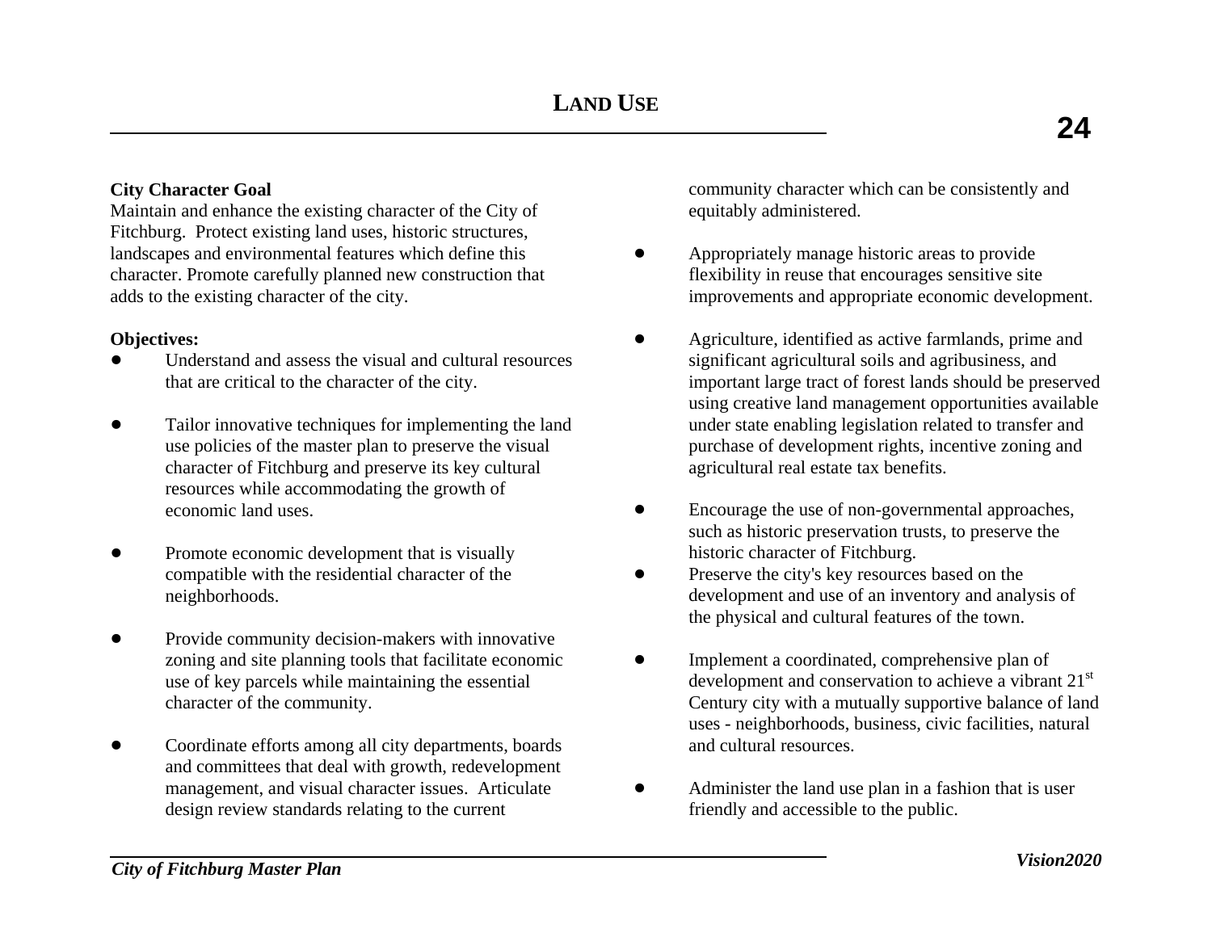# LAND USE

**City Character Goal**
Maintain and enhance the existing character of the City of Fitchburg. Protect existing land uses, historic structures, landscapes and environmental features which define this character. Promote carefully planned new construction that adds to the existing character of the city.

**Objectives:**

- Understand and assess the visual and cultural resources that are critical to the character of the city.

- Tailor innovative techniques for implementing the land use policies of the master plan to preserve the visual character of Fitchburg and preserve its key cultural resources while accommodating the growth of economic land uses.

- Promote economic development that is visually compatible with the residential character of the neighborhoods.

- Provide community decision-makers with innovative zoning and site planning tools that facilitate economic use of key parcels while maintaining the essential character of the community.

- Coordinate efforts among all city departments, boards and committees that deal with growth, redevelopment management, and visual character issues. Articulate design review standards relating to the current community character which can be consistently and equitably administered.

- Appropriately manage historic areas to provide flexibility in reuse that encourages sensitive site improvements and appropriate economic development.

- Agriculture, identified as active farmlands, prime and significant agricultural soils and agribusiness, and important large tract of forest lands should be preserved using creative land management opportunities available under state enabling legislation related to transfer and purchase of development rights, incentive zoning and agricultural real estate tax benefits.

- Encourage the use of non-governmental approaches, such as historic preservation trusts, to preserve the historic character of Fitchburg.
- Preserve the city's key resources based on the development and use of an inventory and analysis of the physical and cultural features of the town.

- Implement a coordinated, comprehensive plan of development and conservation to achieve a vibrant 21st Century city with a mutually supportive balance of land uses - neighborhoods, business, civic facilities, natural and cultural resources.

- Administer the land use plan in a fashion that is user friendly and accessible to the public.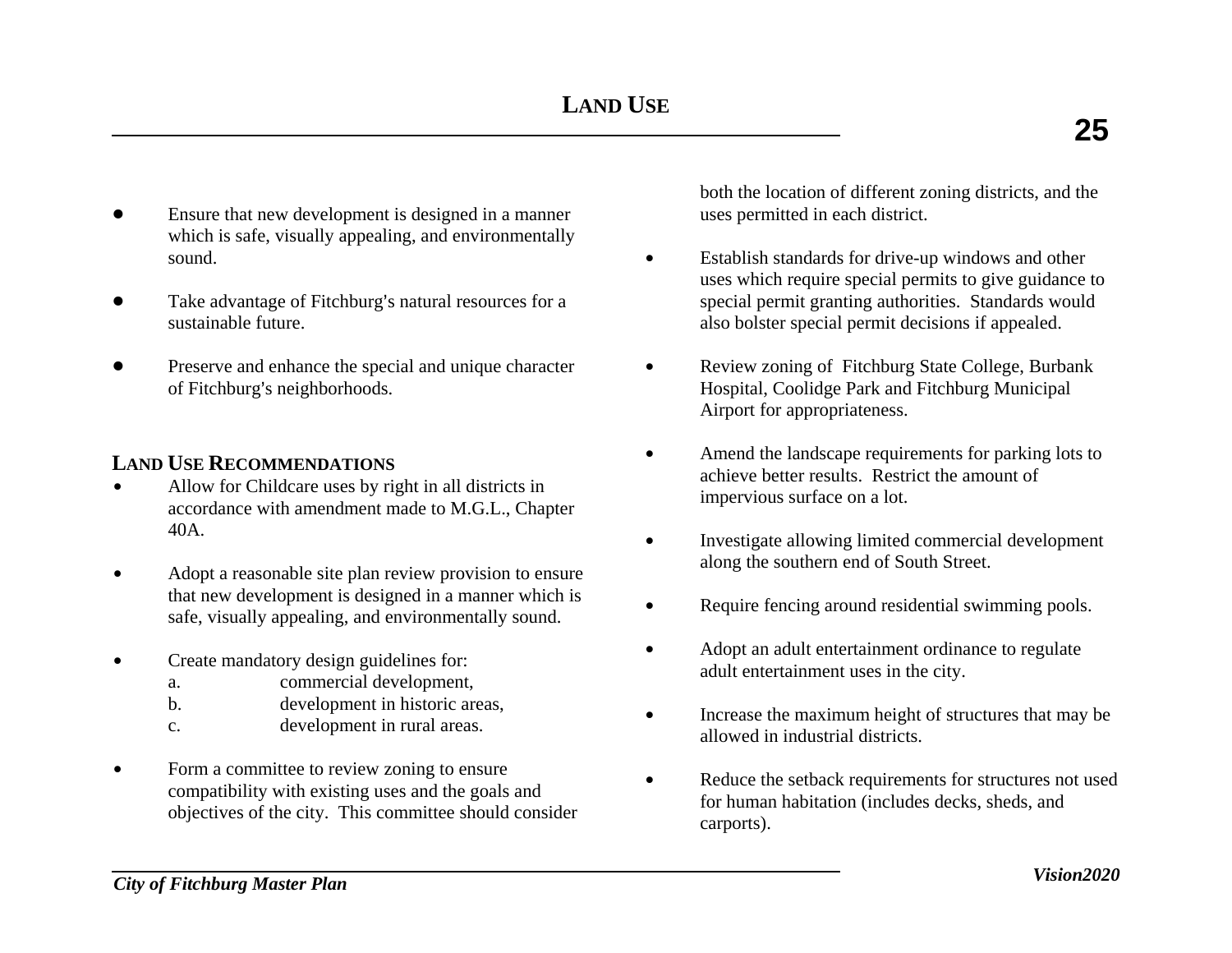- Ensure that new development is designed in a manner which is safe, visually appealing, and environmentally sound.

- Take advantage of Fitchburg's natural resources for a sustainable future.

- Preserve and enhance the special and unique character of Fitchburg's neighborhoods.

## LAND USE RECOMMENDATIONS

- Allow for Childcare uses by right in all districts in accordance with amendment made to M.G.L., Chapter 40A.

- Adopt a reasonable site plan review provision to ensure that new development is designed in a manner which is safe, visually appealing, and environmentally sound.

- Create mandatory design guidelines for:
  a. commercial development,
  b. development in historic areas,
  c. development in rural areas.

- Form a committee to review zoning to ensure compatibility with existing uses and the goals and objectives of the city. This committee should consider both the location of different zoning districts, and the uses permitted in each district.

- Establish standards for drive-up windows and other uses which require special permits to give guidance to special permit granting authorities. Standards would also bolster special permit decisions if appealed.

- Review zoning of Fitchburg State College, Burbank Hospital, Coolidge Park and Fitchburg Municipal Airport for appropriateness.

- Amend the landscape requirements for parking lots to achieve better results. Restrict the amount of impervious surface on a lot.

- Investigate allowing limited commercial development along the southern end of South Street.

- Require fencing around residential swimming pools.

- Adopt an adult entertainment ordinance to regulate adult entertainment uses in the city.

- Increase the maximum height of structures that may be allowed in industrial districts.

- Reduce the setback requirements for structures not used for human habitation (includes decks, sheds, and carports).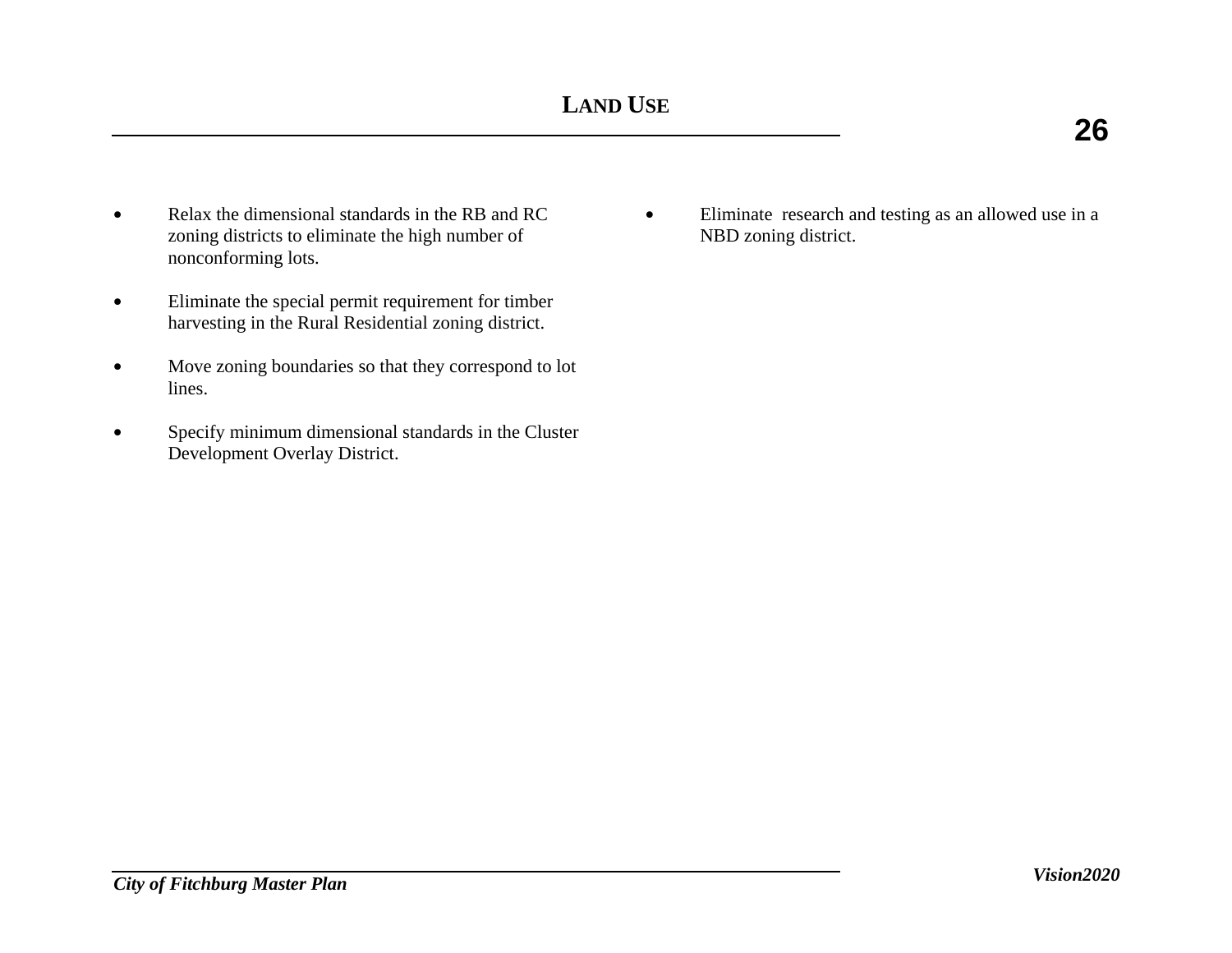- Relax the dimensional standards in the RB and RC zoning districts to eliminate the high number of nonconforming lots.

- Eliminate the special permit requirement for timber harvesting in the Rural Residential zoning district.

- Move zoning boundaries so that they correspond to lot lines.

- Specify minimum dimensional standards in the Cluster Development Overlay District.

- Eliminate research and testing as an allowed use in a NBD zoning district.